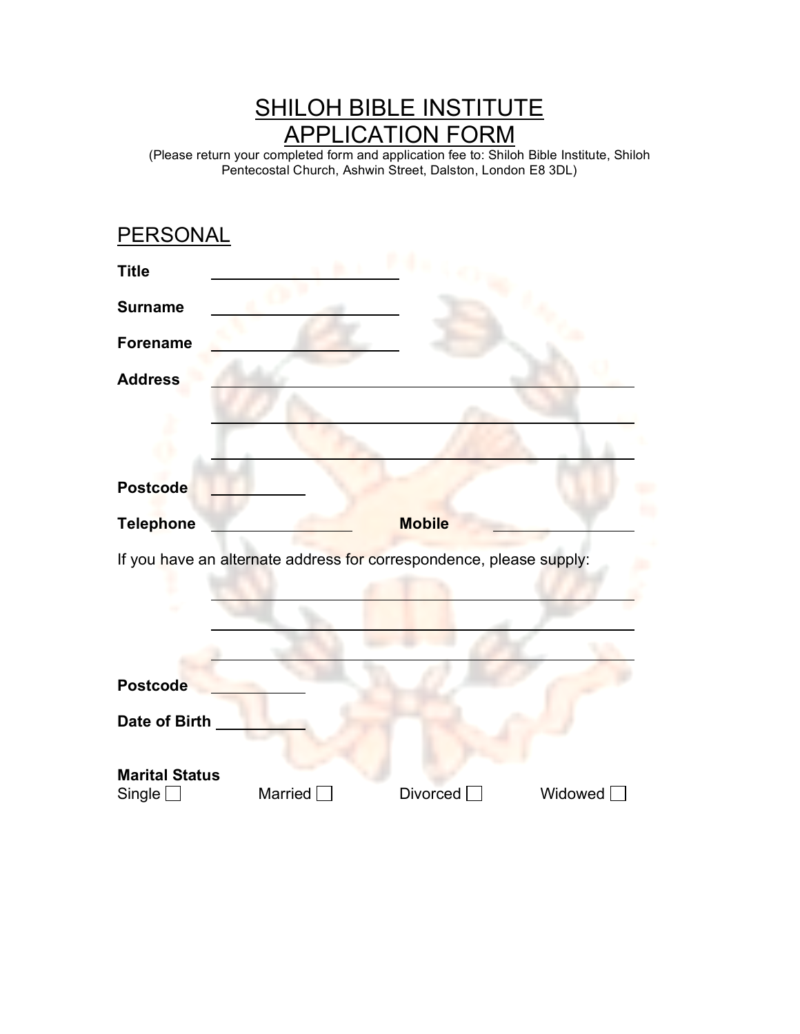# SHILOH BIBLE INSTITUTE APPLICATION FORM

(Please return your completed form and application fee to: Shiloh Bible Institute, Shiloh Pentecostal Church, Ashwin Street, Dalston, London E8 3DL)

## PERSONAL

**Title** ____________________

**Surname** ____________________

**Forename** ____________________

**Address** ____________________________________________

____________________________________________

____________________________________________

**Postcode** __________

**Telephone** ______________ **Mobile** ______________

If you have an alternate address for correspondence, please supply:

____________________________________________

____________________________________________

____________________________________________

**Postcode** __________

**Date of Birth** __________

**Marital Status**

Single ☐ Married ☐ Divorced ☐ Widowed ☐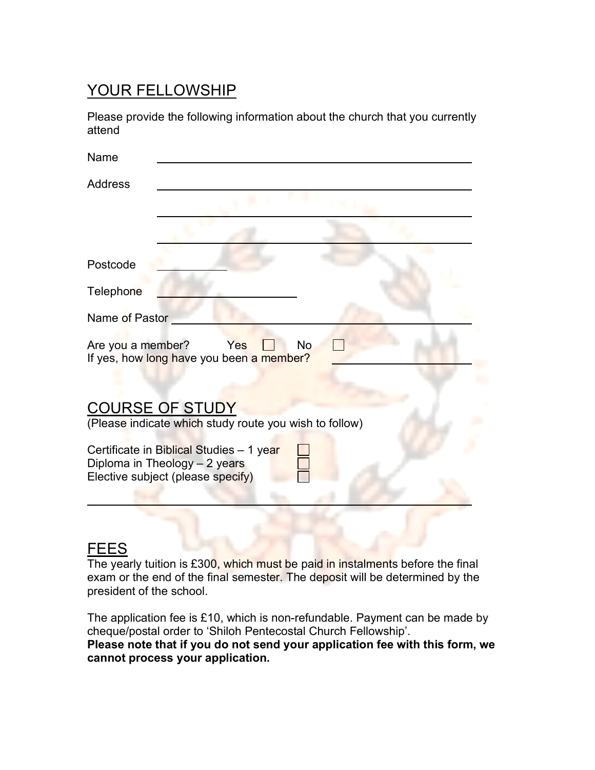## YOUR FELLOWSHIP

Please provide the following information about the church that you currently attend

Name ______________________________________________

Address ______________________________________________

______________________________________________

______________________________________________

Postcode __________

Telephone ____________________

Name of Pastor ______________________________________________

Are you a member? Yes ☐ No ☐
If yes, how long have you been a member? ______________

## COURSE OF STUDY

(Please indicate which study route you wish to follow)

Certificate in Biblical Studies – 1 year ☐
Diploma in Theology – 2 years ☐
Elective subject (please specify) ☐

______________________________________________

## FEES

The yearly tuition is £300, which must be paid in instalments before the final exam or the end of the final semester. The deposit will be determined by the president of the school.

The application fee is £10, which is non-refundable. Payment can be made by cheque/postal order to 'Shiloh Pentecostal Church Fellowship'.
**Please note that if you do not send your application fee with this form, we cannot process your application.**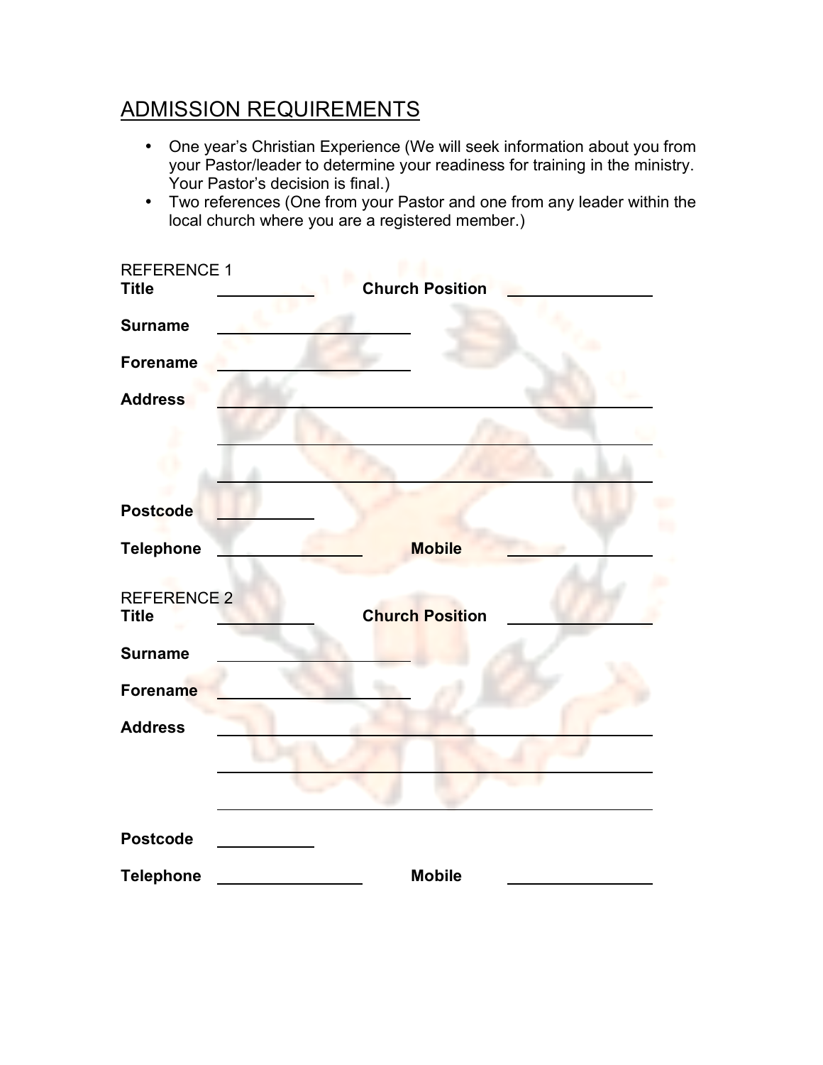## ADMISSION REQUIREMENTS

- One year's Christian Experience (We will seek information about you from your Pastor/leader to determine your readiness for training in the ministry. Your Pastor's decision is final.)
- Two references (One from your Pastor and one from any leader within the local church where you are a registered member.)

REFERENCE 1

**Title** ____________ **Church Position** ________________

**Surname** ______________________

**Forename** ______________________

**Address** ________________________________________________

________________________________________________

________________________________________________

**Postcode** ____________

**Telephone** ________________ **Mobile** ________________

REFERENCE 2

**Title** ____________ **Church Position** ________________

**Surname** ______________________

**Forename** ______________________

**Address** ________________________________________________

________________________________________________

________________________________________________

**Postcode** ____________

**Telephone** ________________ **Mobile** ________________